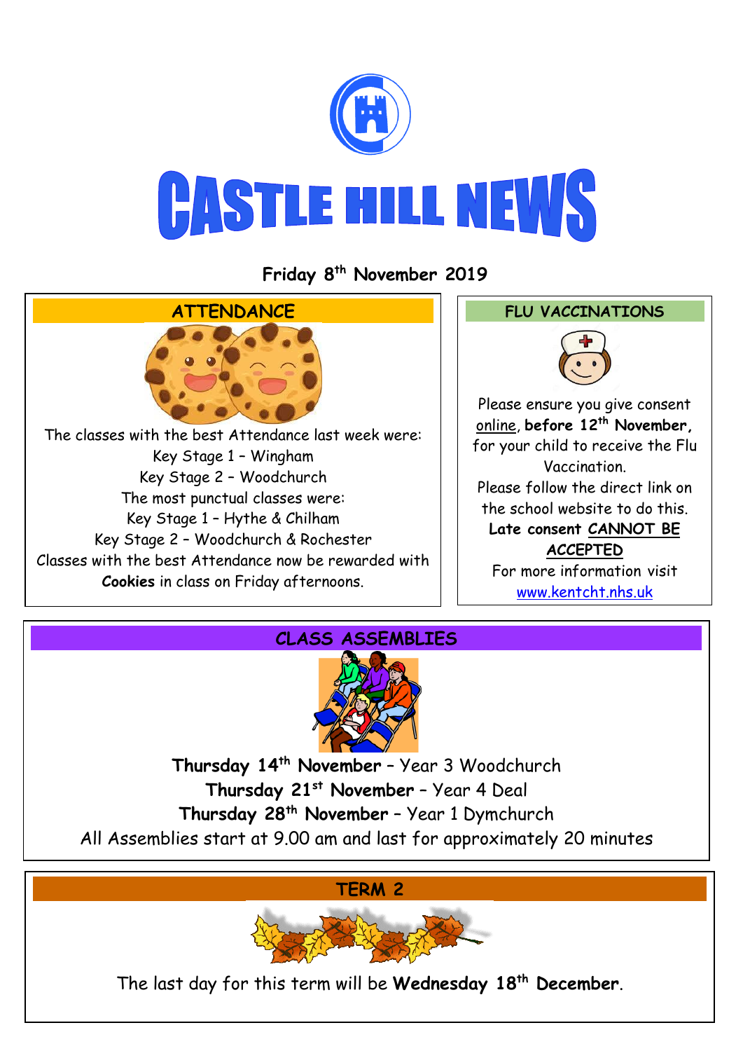# CASTLE HILL NEWS

**Friday 8th November 2019**

## ATTENDANCE

The classes with the best Attendance last week were:
Key Stage 1 – Wingham
Key Stage 2 – Woodchurch
The most punctual classes were:
Key Stage 1 – Hythe & Chilham
Key Stage 2 – Woodchurch & Rochester
Classes with the best Attendance now be rewarded with **Cookies** in class on Friday afternoons.

## FLU VACCINATIONS

Please ensure you give consent online, **before 12th November,** for your child to receive the Flu Vaccination.
Please follow the direct link on the school website to do this.
**Late consent CANNOT BE ACCEPTED**
For more information visit www.kentcht.nhs.uk

## CLASS ASSEMBLIES

**Thursday 14th November** – Year 3 Woodchurch
**Thursday 21st November** – Year 4 Deal
**Thursday 28th November** – Year 1 Dymchurch
All Assemblies start at 9.00 am and last for approximately 20 minutes

## TERM 2

The last day for this term will be **Wednesday 18th December**.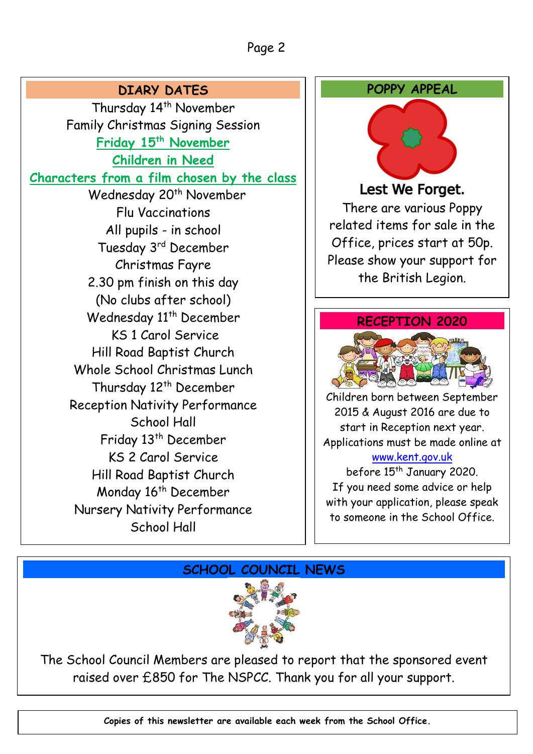## DIARY DATES

Thursday 14th November
Family Christmas Signing Session

**Friday 15th November**
**Children in Need**
**Characters from a film chosen by the class**

Wednesday 20th November
Flu Vaccinations
All pupils - in school

Tuesday 3rd December
Christmas Fayre
2.30 pm finish on this day
(No clubs after school)

Wednesday 11th December
KS 1 Carol Service
Hill Road Baptist Church
Whole School Christmas Lunch

Thursday 12th December
Reception Nativity Performance
School Hall

Friday 13th December
KS 2 Carol Service
Hill Road Baptist Church

Monday 16th December
Nursery Nativity Performance
School Hall

## POPPY APPEAL

**Lest We Forget.**

There are various Poppy related items for sale in the Office, prices start at 50p. Please show your support for the British Legion.

## RECEPTION 2020

Children born between September 2015 & August 2016 are due to start in Reception next year. Applications must be made online at www.kent.gov.uk before 15th January 2020.

If you need some advice or help with your application, please speak to someone in the School Office.

## SCHOOL COUNCIL NEWS

The School Council Members are pleased to report that the sponsored event raised over £850 for The NSPCC. Thank you for all your support.

**Copies of this newsletter are available each week from the School Office.**